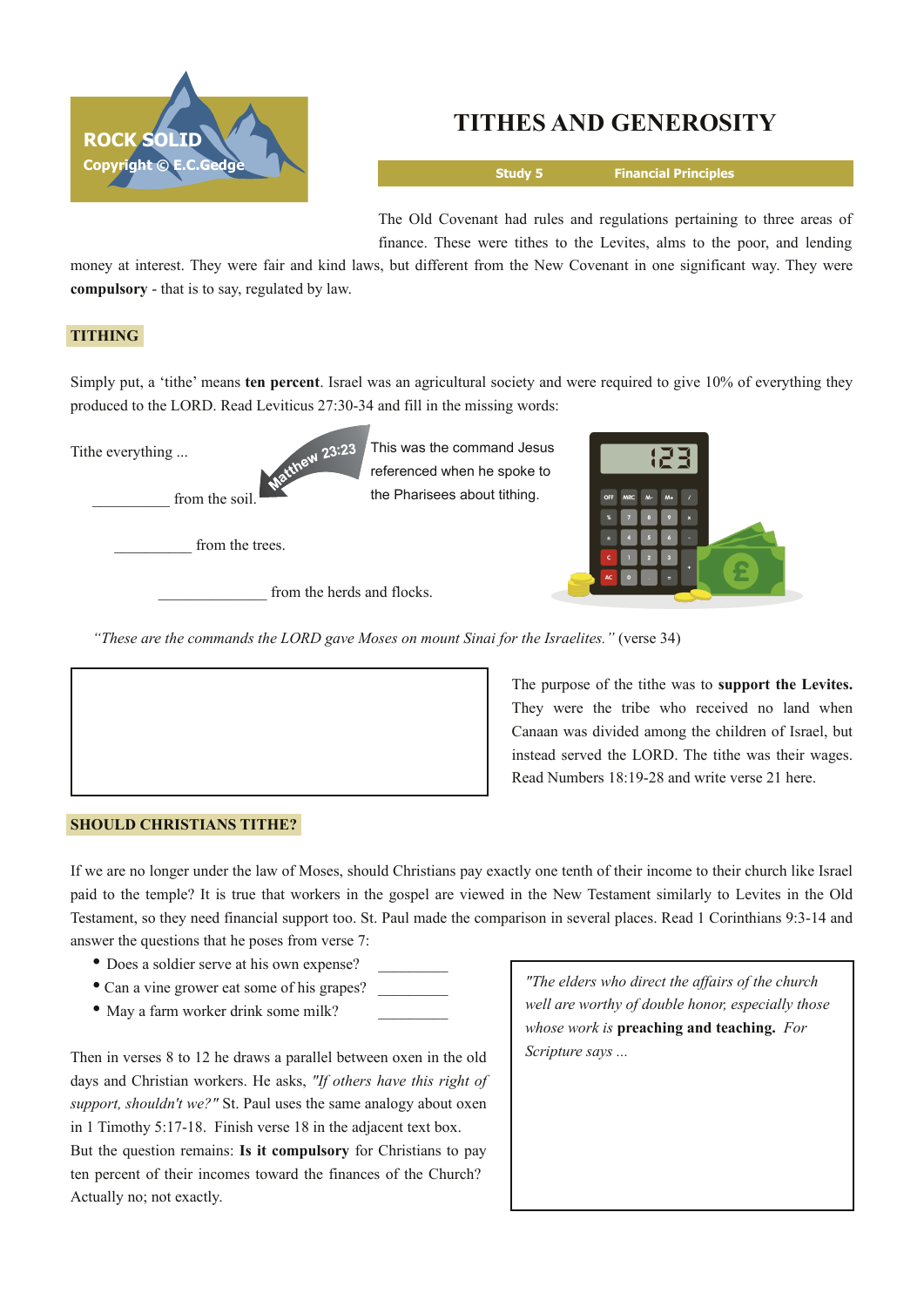ROCK SOLID
Copyright © E.C.Gedge

# TITHES AND GENEROSITY

**Study 5** **Financial Principles**

The Old Covenant had rules and regulations pertaining to three areas of finance. These were tithes to the Levites, alms to the poor, and lending money at interest. They were fair and kind laws, but different from the New Covenant in one significant way. They were **compulsory** - that is to say, regulated by law.

## TITHING

Simply put, a 'tithe' means **ten percent**. Israel was an agricultural society and were required to give 10% of everything they produced to the LORD. Read Leviticus 27:30-34 and fill in the missing words:

Tithe everything ...

__________ from the soil.

__________ from the trees.

______________ from the herds and flocks.

Matthew 23:23

This was the command Jesus referenced when he spoke to the Pharisees about tithing.

*"These are the commands the LORD gave Moses on mount Sinai for the Israelites."* (verse 34)

The purpose of the tithe was to **support the Levites.** They were the tribe who received no land when Canaan was divided among the children of Israel, but instead served the LORD. The tithe was their wages. Read Numbers 18:19-28 and write verse 21 here.

## SHOULD CHRISTIANS TITHE?

If we are no longer under the law of Moses, should Christians pay exactly one tenth of their income to their church like Israel paid to the temple? It is true that workers in the gospel are viewed in the New Testament similarly to Levites in the Old Testament, so they need financial support too. St. Paul made the comparison in several places. Read 1 Corinthians 9:3-14 and answer the questions that he poses from verse 7:

- Does a soldier serve at his own expense? _________
- Can a vine grower eat some of his grapes? _________
- May a farm worker drink some milk? _________

Then in verses 8 to 12 he draws a parallel between oxen in the old days and Christian workers. He asks, *"If others have this right of support, shouldn't we?"* St. Paul uses the same analogy about oxen in 1 Timothy 5:17-18. Finish verse 18 in the adjacent text box. But the question remains: **Is it compulsory** for Christians to pay ten percent of their incomes toward the finances of the Church? Actually no; not exactly.

*"The elders who direct the affairs of the church well are worthy of double honor, especially those whose work is* **preaching and teaching.** *For Scripture says ...*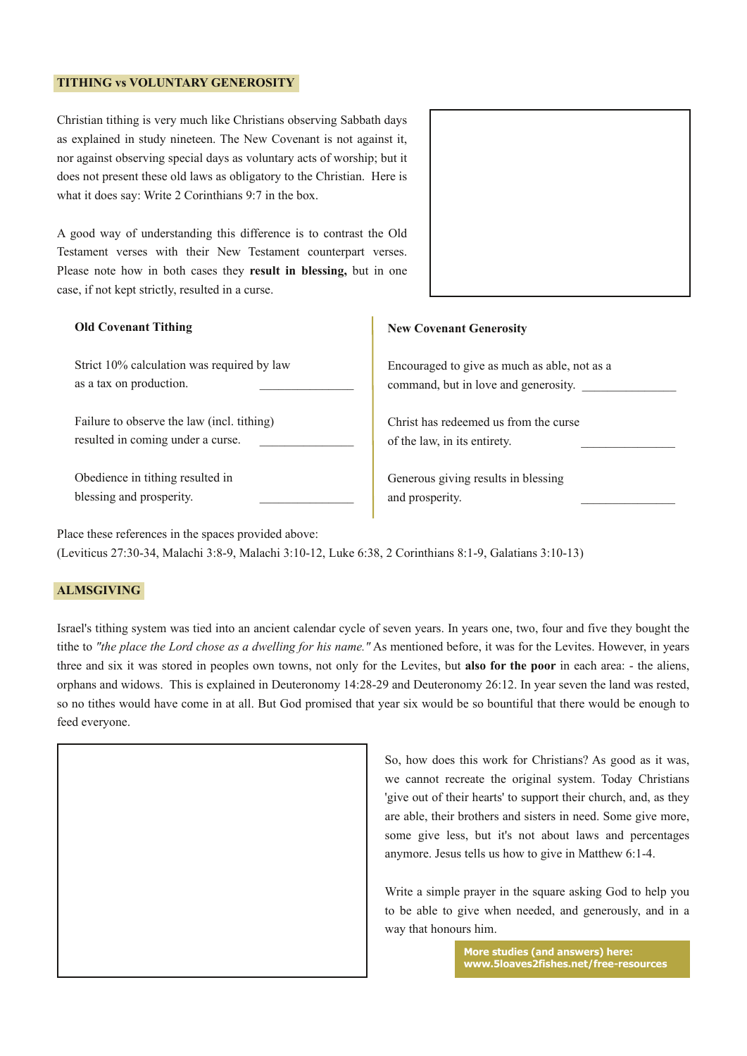## TITHING vs VOLUNTARY GENEROSITY

Christian tithing is very much like Christians observing Sabbath days as explained in study nineteen. The New Covenant is not against it, nor against observing special days as voluntary acts of worship; but it does not present these old laws as obligatory to the Christian. Here is what it does say: Write 2 Corinthians 9:7 in the box.

A good way of understanding this difference is to contrast the Old Testament verses with their New Testament counterpart verses. Please note how in both cases they **result in blessing,** but in one case, if not kept strictly, resulted in a curse.

| Old Covenant Tithing | | New Covenant Generosity | |
|---|---|---|---|
| Strict 10% calculation was required by law as a tax on production. | _______________ | Encouraged to give as much as able, not as a command, but in love and generosity. | _______________ |
| Failure to observe the law (incl. tithing) resulted in coming under a curse. | _______________ | Christ has redeemed us from the curse of the law, in its entirety. | _______________ |
| Obedience in tithing resulted in blessing and prosperity. | _______________ | Generous giving results in blessing and prosperity. | _______________ |

Place these references in the spaces provided above:
(Leviticus 27:30-34, Malachi 3:8-9, Malachi 3:10-12, Luke 6:38, 2 Corinthians 8:1-9, Galatians 3:10-13)

## ALMSGIVING

Israel's tithing system was tied into an ancient calendar cycle of seven years. In years one, two, four and five they bought the tithe to *"the place the Lord chose as a dwelling for his name."* As mentioned before, it was for the Levites. However, in years three and six it was stored in peoples own towns, not only for the Levites, but **also for the poor** in each area: - the aliens, orphans and widows. This is explained in Deuteronomy 14:28-29 and Deuteronomy 26:12. In year seven the land was rested, so no tithes would have come in at all. But God promised that year six would be so bountiful that there would be enough to feed everyone.

So, how does this work for Christians? As good as it was, we cannot recreate the original system. Today Christians 'give out of their hearts' to support their church, and, as they are able, their brothers and sisters in need. Some give more, some give less, but it's not about laws and percentages anymore. Jesus tells us how to give in Matthew 6:1-4.

Write a simple prayer in the square asking God to help you to be able to give when needed, and generously, and in a way that honours him.

**More studies (and answers) here:**
**www.5loaves2fishes.net/free-resources**